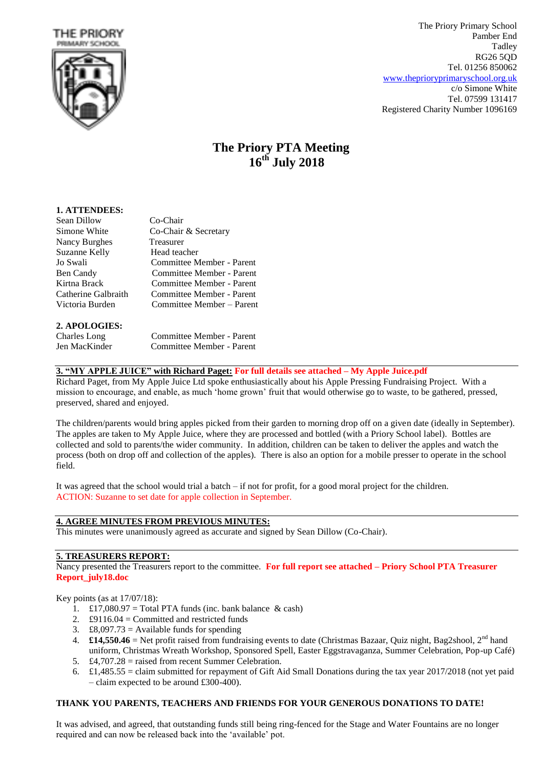THE PRIORY
PRIMARY SCHOOL

The Priory Primary School
Pamber End
Tadley
RG26 5QD
Tel. 01256 850062
www.theprioryprimaryschool.org.uk
c/o Simone White
Tel. 07599 131417
Registered Charity Number 1096169

# The Priory PTA Meeting
# 16th July 2018

**1. ATTENDEES:**

| | |
|---|---|
| Sean Dillow | Co-Chair |
| Simone White | Co-Chair & Secretary |
| Nancy Burghes | Treasurer |
| Suzanne Kelly | Head teacher |
| Jo Swali | Committee Member - Parent |
| Ben Candy | Committee Member - Parent |
| Kirtna Brack | Committee Member - Parent |
| Catherine Galbraith | Committee Member - Parent |
| Victoria Burden | Committee Member – Parent |

**2. APOLOGIES:**

| | |
|---|---|
| Charles Long | Committee Member - Parent |
| Jen MacKinder | Committee Member - Parent |

**3. "MY APPLE JUICE" with Richard Paget: For full details see attached – My Apple Juice.pdf**

Richard Paget, from My Apple Juice Ltd spoke enthusiastically about his Apple Pressing Fundraising Project. With a mission to encourage, and enable, as much 'home grown' fruit that would otherwise go to waste, to be gathered, pressed, preserved, shared and enjoyed.

The children/parents would bring apples picked from their garden to morning drop off on a given date (ideally in September). The apples are taken to My Apple Juice, where they are processed and bottled (with a Priory School label). Bottles are collected and sold to parents/the wider community. In addition, children can be taken to deliver the apples and watch the process (both on drop off and collection of the apples). There is also an option for a mobile presser to operate in the school field.

It was agreed that the school would trial a batch – if not for profit, for a good moral project for the children.
ACTION: Suzanne to set date for apple collection in September.

**4. AGREE MINUTES FROM PREVIOUS MINUTES:**

This minutes were unanimously agreed as accurate and signed by Sean Dillow (Co-Chair).

**5. TREASURERS REPORT:**

Nancy presented the Treasurers report to the committee. **For full report see attached – Priory School PTA Treasurer Report_july18.doc**

Key points (as at 17/07/18):

1. £17,080.97 = Total PTA funds (inc. bank balance & cash)
2. £9116.04 = Committed and restricted funds
3. £8,097.73 = Available funds for spending
4. **£14,550.46** = Net profit raised from fundraising events to date (Christmas Bazaar, Quiz night, Bag2shool, 2nd hand uniform, Christmas Wreath Workshop, Sponsored Spell, Easter Eggstravaganza, Summer Celebration, Pop-up Café)
5. £4,707.28 = raised from recent Summer Celebration.
6. £1,485.55 = claim submitted for repayment of Gift Aid Small Donations during the tax year 2017/2018 (not yet paid – claim expected to be around £300-400).

**THANK YOU PARENTS, TEACHERS AND FRIENDS FOR YOUR GENEROUS DONATIONS TO DATE!**

It was advised, and agreed, that outstanding funds still being ring-fenced for the Stage and Water Fountains are no longer required and can now be released back into the 'available' pot.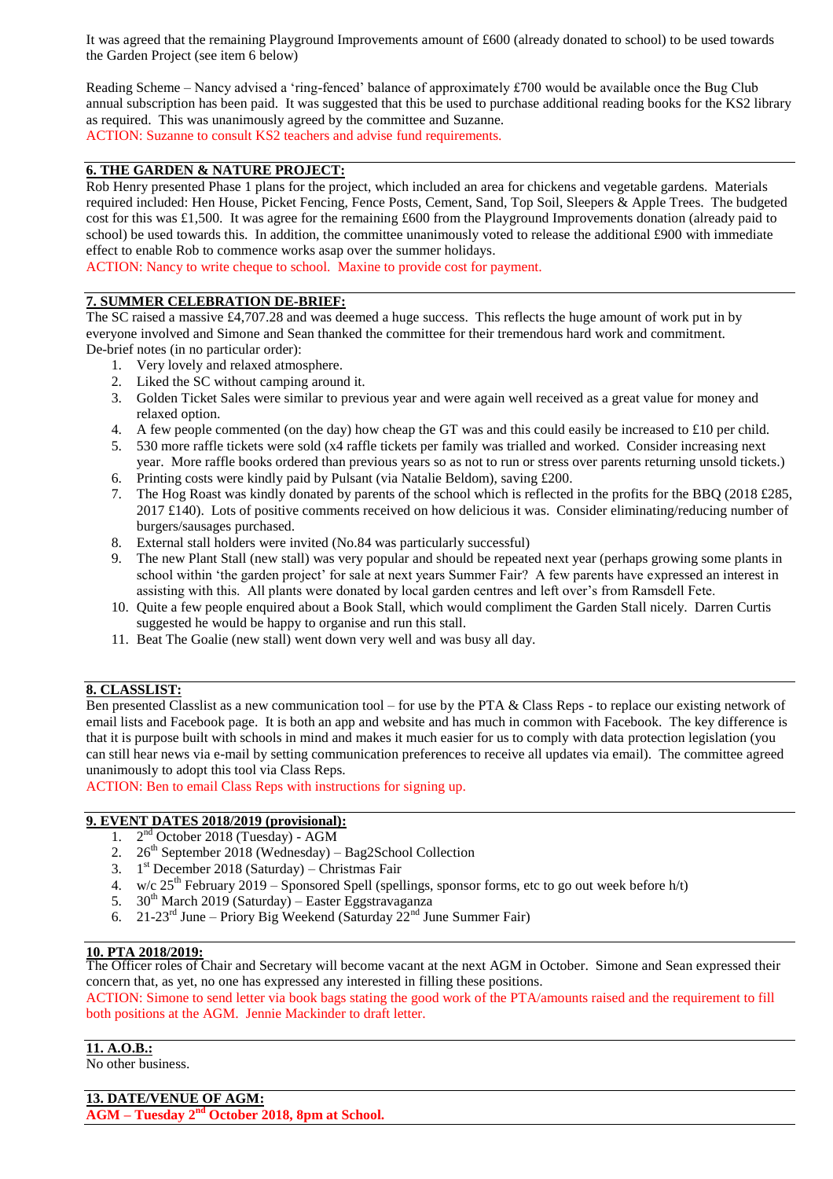It was agreed that the remaining Playground Improvements amount of £600 (already donated to school) to be used towards the Garden Project (see item 6 below)

Reading Scheme – Nancy advised a 'ring-fenced' balance of approximately £700 would be available once the Bug Club annual subscription has been paid. It was suggested that this be used to purchase additional reading books for the KS2 library as required. This was unanimously agreed by the committee and Suzanne.
ACTION: Suzanne to consult KS2 teachers and advise fund requirements.

## 6. THE GARDEN & NATURE PROJECT:

Rob Henry presented Phase 1 plans for the project, which included an area for chickens and vegetable gardens. Materials required included: Hen House, Picket Fencing, Fence Posts, Cement, Sand, Top Soil, Sleepers & Apple Trees. The budgeted cost for this was £1,500. It was agree for the remaining £600 from the Playground Improvements donation (already paid to school) be used towards this. In addition, the committee unanimously voted to release the additional £900 with immediate effect to enable Rob to commence works asap over the summer holidays.
ACTION: Nancy to write cheque to school. Maxine to provide cost for payment.

## 7. SUMMER CELEBRATION DE-BRIEF:

The SC raised a massive £4,707.28 and was deemed a huge success. This reflects the huge amount of work put in by everyone involved and Simone and Sean thanked the committee for their tremendous hard work and commitment.
De-brief notes (in no particular order):

1. Very lovely and relaxed atmosphere.
2. Liked the SC without camping around it.
3. Golden Ticket Sales were similar to previous year and were again well received as a great value for money and relaxed option.
4. A few people commented (on the day) how cheap the GT was and this could easily be increased to £10 per child.
5. 530 more raffle tickets were sold (x4 raffle tickets per family was trialled and worked. Consider increasing next year. More raffle books ordered than previous years so as not to run or stress over parents returning unsold tickets.)
6. Printing costs were kindly paid by Pulsant (via Natalie Beldom), saving £200.
7. The Hog Roast was kindly donated by parents of the school which is reflected in the profits for the BBQ (2018 £285, 2017 £140). Lots of positive comments received on how delicious it was. Consider eliminating/reducing number of burgers/sausages purchased.
8. External stall holders were invited (No.84 was particularly successful)
9. The new Plant Stall (new stall) was very popular and should be repeated next year (perhaps growing some plants in school within 'the garden project' for sale at next years Summer Fair? A few parents have expressed an interest in assisting with this. All plants were donated by local garden centres and left over's from Ramsdell Fete.
10. Quite a few people enquired about a Book Stall, which would compliment the Garden Stall nicely. Darren Curtis suggested he would be happy to organise and run this stall.
11. Beat The Goalie (new stall) went down very well and was busy all day.

## 8. CLASSLIST:

Ben presented Classlist as a new communication tool – for use by the PTA & Class Reps - to replace our existing network of email lists and Facebook page. It is both an app and website and has much in common with Facebook. The key difference is that it is purpose built with schools in mind and makes it much easier for us to comply with data protection legislation (you can still hear news via e-mail by setting communication preferences to receive all updates via email). The committee agreed unanimously to adopt this tool via Class Reps.
ACTION: Ben to email Class Reps with instructions for signing up.

## 9. EVENT DATES 2018/2019 (provisional):

1. 2nd October 2018 (Tuesday) - AGM
2. 26th September 2018 (Wednesday) – Bag2School Collection
3. 1st December 2018 (Saturday) – Christmas Fair
4. w/c 25th February 2019 – Sponsored Spell (spellings, sponsor forms, etc to go out week before h/t)
5. 30th March 2019 (Saturday) – Easter Eggstravaganza
6. 21-23rd June – Priory Big Weekend (Saturday 22nd June Summer Fair)

## 10. PTA 2018/2019:

The Officer roles of Chair and Secretary will become vacant at the next AGM in October. Simone and Sean expressed their concern that, as yet, no one has expressed any interested in filling these positions.
ACTION: Simone to send letter via book bags stating the good work of the PTA/amounts raised and the requirement to fill both positions at the AGM. Jennie Mackinder to draft letter.

## 11. A.O.B.:

No other business.

## 13. DATE/VENUE OF AGM:

**AGM – Tuesday 2nd October 2018, 8pm at School.**